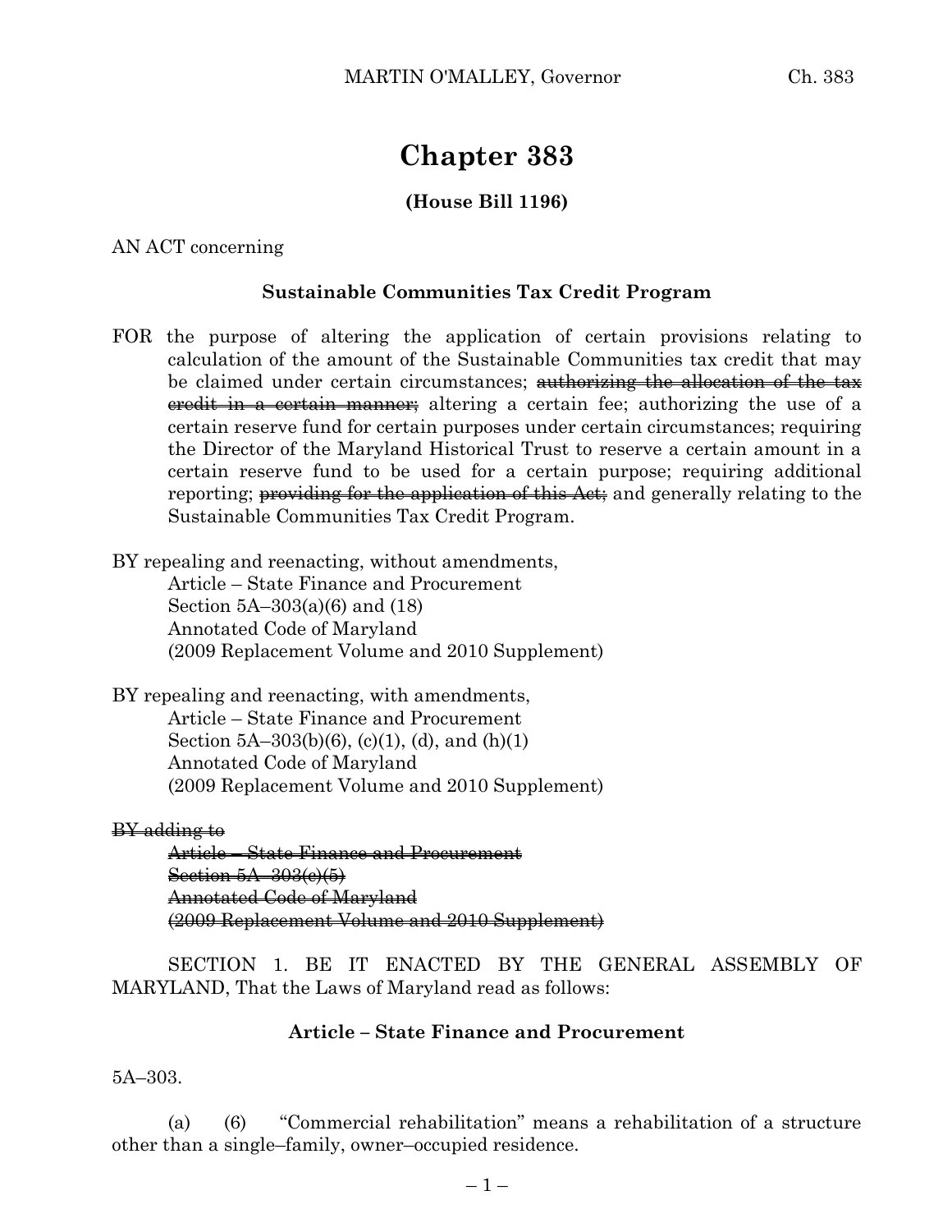# Chapter 383

**(House Bill 1196)**

AN ACT concerning

**Sustainable Communities Tax Credit Program**

FOR the purpose of altering the application of certain provisions relating to calculation of the amount of the Sustainable Communities tax credit that may be claimed under certain circumstances; ~~authorizing the allocation of the tax credit in a certain manner;~~ altering a certain fee; authorizing the use of a certain reserve fund for certain purposes under certain circumstances; requiring the Director of the Maryland Historical Trust to reserve a certain amount in a certain reserve fund to be used for a certain purpose; requiring additional reporting; ~~providing for the application of this Act;~~ and generally relating to the Sustainable Communities Tax Credit Program.

BY repealing and reenacting, without amendments,
Article – State Finance and Procurement
Section 5A–303(a)(6) and (18)
Annotated Code of Maryland
(2009 Replacement Volume and 2010 Supplement)

BY repealing and reenacting, with amendments,
Article – State Finance and Procurement
Section 5A–303(b)(6), (c)(1), (d), and (h)(1)
Annotated Code of Maryland
(2009 Replacement Volume and 2010 Supplement)

~~BY adding to~~
~~Article – State Finance and Procurement~~
~~Section 5A–303(c)(5)~~
~~Annotated Code of Maryland~~
~~(2009 Replacement Volume and 2010 Supplement)~~

SECTION 1. BE IT ENACTED BY THE GENERAL ASSEMBLY OF MARYLAND, That the Laws of Maryland read as follows:

**Article – State Finance and Procurement**

5A–303.

(a) (6) "Commercial rehabilitation" means a rehabilitation of a structure other than a single–family, owner–occupied residence.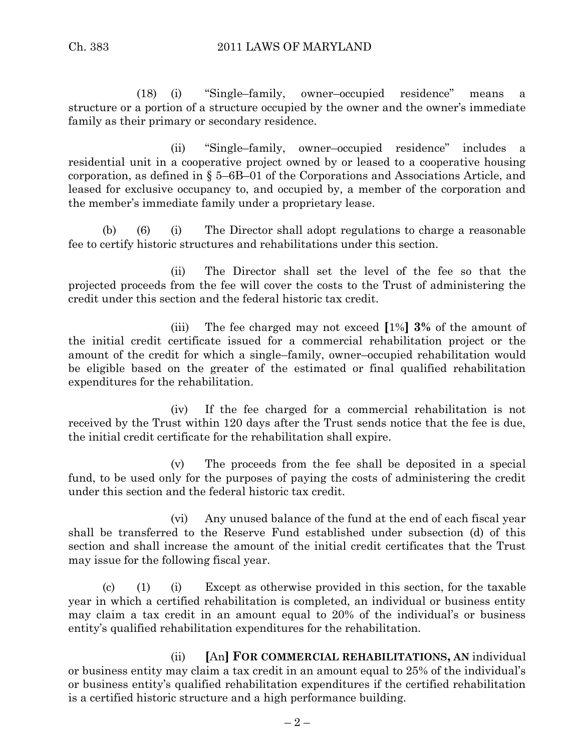(18) (i) "Single–family, owner–occupied residence" means a structure or a portion of a structure occupied by the owner and the owner's immediate family as their primary or secondary residence.

(ii) "Single–family, owner–occupied residence" includes a residential unit in a cooperative project owned by or leased to a cooperative housing corporation, as defined in § 5–6B–01 of the Corporations and Associations Article, and leased for exclusive occupancy to, and occupied by, a member of the corporation and the member's immediate family under a proprietary lease.

(b) (6) (i) The Director shall adopt regulations to charge a reasonable fee to certify historic structures and rehabilitations under this section.

(ii) The Director shall set the level of the fee so that the projected proceeds from the fee will cover the costs to the Trust of administering the credit under this section and the federal historic tax credit.

(iii) The fee charged may not exceed **[**1%**] 3%** of the amount of the initial credit certificate issued for a commercial rehabilitation project or the amount of the credit for which a single–family, owner–occupied rehabilitation would be eligible based on the greater of the estimated or final qualified rehabilitation expenditures for the rehabilitation.

(iv) If the fee charged for a commercial rehabilitation is not received by the Trust within 120 days after the Trust sends notice that the fee is due, the initial credit certificate for the rehabilitation shall expire.

(v) The proceeds from the fee shall be deposited in a special fund, to be used only for the purposes of paying the costs of administering the credit under this section and the federal historic tax credit.

(vi) Any unused balance of the fund at the end of each fiscal year shall be transferred to the Reserve Fund established under subsection (d) of this section and shall increase the amount of the initial credit certificates that the Trust may issue for the following fiscal year.

(c) (1) (i) Except as otherwise provided in this section, for the taxable year in which a certified rehabilitation is completed, an individual or business entity may claim a tax credit in an amount equal to 20% of the individual's or business entity's qualified rehabilitation expenditures for the rehabilitation.

(ii) **[**An**] FOR COMMERCIAL REHABILITATIONS, AN** individual or business entity may claim a tax credit in an amount equal to 25% of the individual's or business entity's qualified rehabilitation expenditures if the certified rehabilitation is a certified historic structure and a high performance building.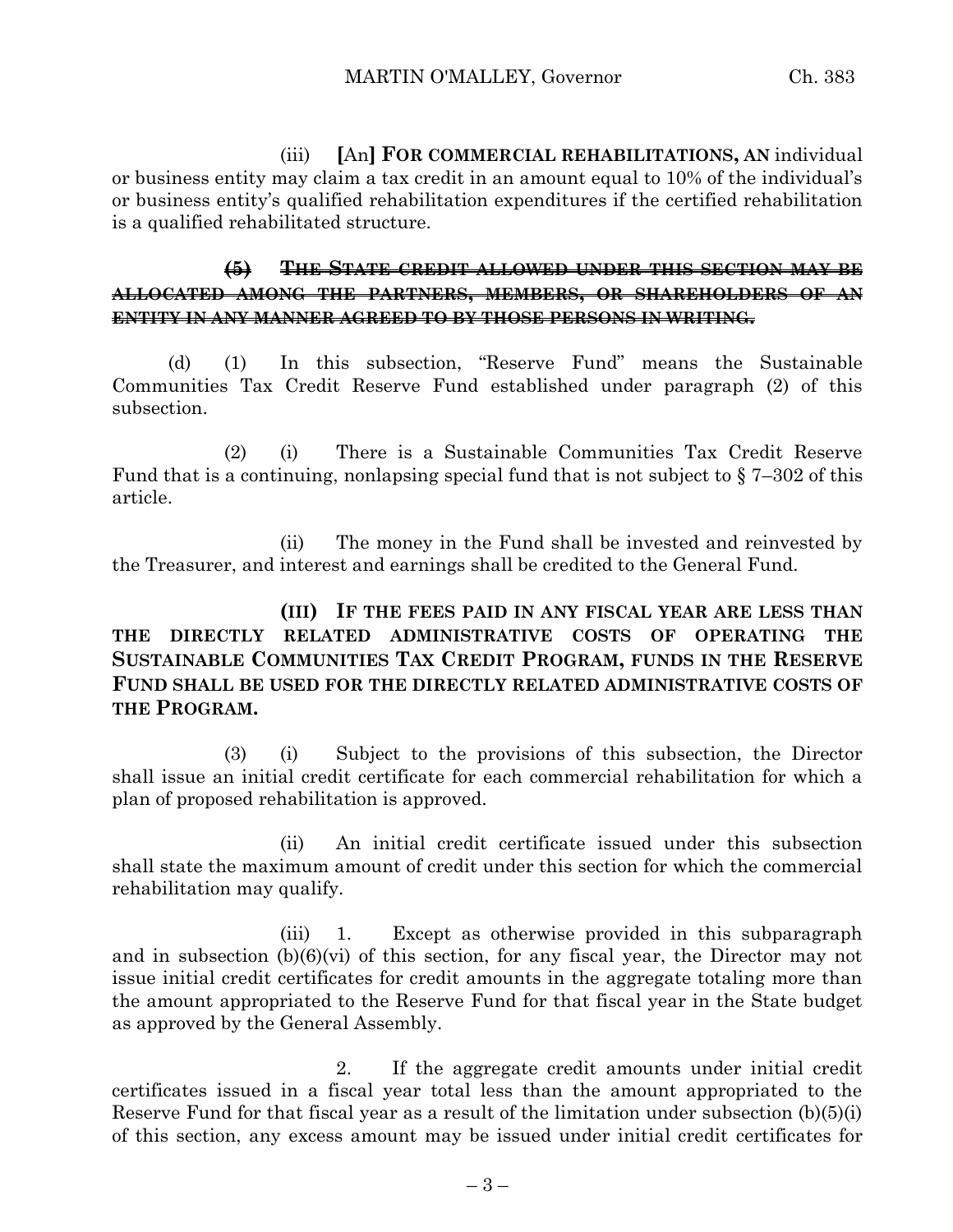(iii) **[**An**] FOR COMMERCIAL REHABILITATIONS, AN** individual or business entity may claim a tax credit in an amount equal to 10% of the individual's or business entity's qualified rehabilitation expenditures if the certified rehabilitation is a qualified rehabilitated structure.

~~**(5) THE STATE CREDIT ALLOWED UNDER THIS SECTION MAY BE ALLOCATED AMONG THE PARTNERS, MEMBERS, OR SHAREHOLDERS OF AN ENTITY IN ANY MANNER AGREED TO BY THOSE PERSONS IN WRITING.**~~

(d) (1) In this subsection, "Reserve Fund" means the Sustainable Communities Tax Credit Reserve Fund established under paragraph (2) of this subsection.

(2) (i) There is a Sustainable Communities Tax Credit Reserve Fund that is a continuing, nonlapsing special fund that is not subject to § 7–302 of this article.

(ii) The money in the Fund shall be invested and reinvested by the Treasurer, and interest and earnings shall be credited to the General Fund.

**(III) IF THE FEES PAID IN ANY FISCAL YEAR ARE LESS THAN THE DIRECTLY RELATED ADMINISTRATIVE COSTS OF OPERATING THE SUSTAINABLE COMMUNITIES TAX CREDIT PROGRAM, FUNDS IN THE RESERVE FUND SHALL BE USED FOR THE DIRECTLY RELATED ADMINISTRATIVE COSTS OF THE PROGRAM.**

(3) (i) Subject to the provisions of this subsection, the Director shall issue an initial credit certificate for each commercial rehabilitation for which a plan of proposed rehabilitation is approved.

(ii) An initial credit certificate issued under this subsection shall state the maximum amount of credit under this section for which the commercial rehabilitation may qualify.

(iii) 1. Except as otherwise provided in this subparagraph and in subsection (b)(6)(vi) of this section, for any fiscal year, the Director may not issue initial credit certificates for credit amounts in the aggregate totaling more than the amount appropriated to the Reserve Fund for that fiscal year in the State budget as approved by the General Assembly.

2. If the aggregate credit amounts under initial credit certificates issued in a fiscal year total less than the amount appropriated to the Reserve Fund for that fiscal year as a result of the limitation under subsection (b)(5)(i) of this section, any excess amount may be issued under initial credit certificates for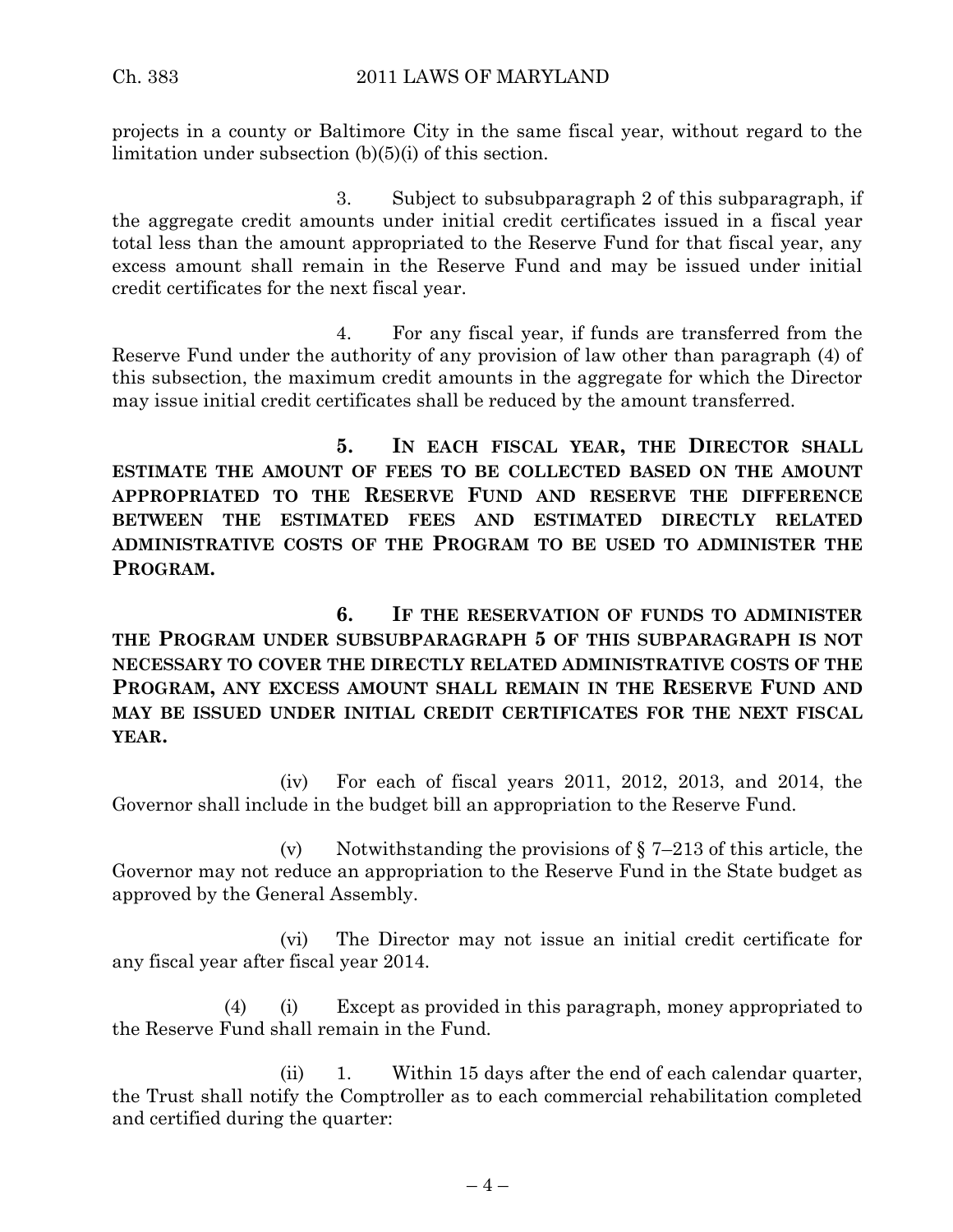projects in a county or Baltimore City in the same fiscal year, without regard to the limitation under subsection (b)(5)(i) of this section.

3. Subject to subsubparagraph 2 of this subparagraph, if the aggregate credit amounts under initial credit certificates issued in a fiscal year total less than the amount appropriated to the Reserve Fund for that fiscal year, any excess amount shall remain in the Reserve Fund and may be issued under initial credit certificates for the next fiscal year.

4. For any fiscal year, if funds are transferred from the Reserve Fund under the authority of any provision of law other than paragraph (4) of this subsection, the maximum credit amounts in the aggregate for which the Director may issue initial credit certificates shall be reduced by the amount transferred.

**5. IN EACH FISCAL YEAR, THE DIRECTOR SHALL ESTIMATE THE AMOUNT OF FEES TO BE COLLECTED BASED ON THE AMOUNT APPROPRIATED TO THE RESERVE FUND AND RESERVE THE DIFFERENCE BETWEEN THE ESTIMATED FEES AND ESTIMATED DIRECTLY RELATED ADMINISTRATIVE COSTS OF THE PROGRAM TO BE USED TO ADMINISTER THE PROGRAM.**

**6. IF THE RESERVATION OF FUNDS TO ADMINISTER THE PROGRAM UNDER SUBSUBPARAGRAPH 5 OF THIS SUBPARAGRAPH IS NOT NECESSARY TO COVER THE DIRECTLY RELATED ADMINISTRATIVE COSTS OF THE PROGRAM, ANY EXCESS AMOUNT SHALL REMAIN IN THE RESERVE FUND AND MAY BE ISSUED UNDER INITIAL CREDIT CERTIFICATES FOR THE NEXT FISCAL YEAR.**

(iv) For each of fiscal years 2011, 2012, 2013, and 2014, the Governor shall include in the budget bill an appropriation to the Reserve Fund.

(v) Notwithstanding the provisions of § 7–213 of this article, the Governor may not reduce an appropriation to the Reserve Fund in the State budget as approved by the General Assembly.

(vi) The Director may not issue an initial credit certificate for any fiscal year after fiscal year 2014.

(4) (i) Except as provided in this paragraph, money appropriated to the Reserve Fund shall remain in the Fund.

(ii) 1. Within 15 days after the end of each calendar quarter, the Trust shall notify the Comptroller as to each commercial rehabilitation completed and certified during the quarter: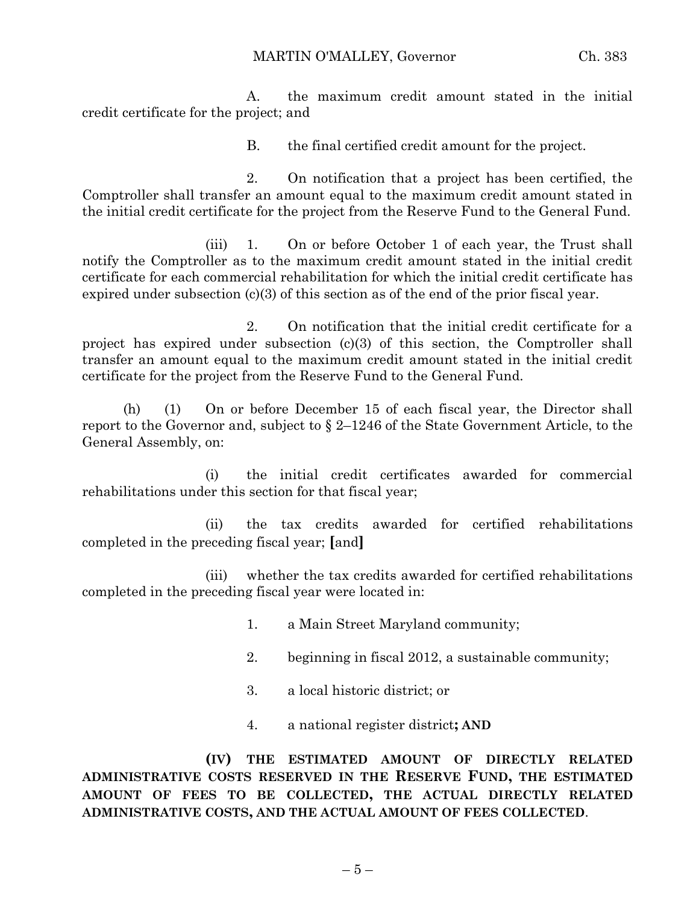A. the maximum credit amount stated in the initial credit certificate for the project; and

B. the final certified credit amount for the project.

2. On notification that a project has been certified, the Comptroller shall transfer an amount equal to the maximum credit amount stated in the initial credit certificate for the project from the Reserve Fund to the General Fund.

(iii) 1. On or before October 1 of each year, the Trust shall notify the Comptroller as to the maximum credit amount stated in the initial credit certificate for each commercial rehabilitation for which the initial credit certificate has expired under subsection (c)(3) of this section as of the end of the prior fiscal year.

2. On notification that the initial credit certificate for a project has expired under subsection (c)(3) of this section, the Comptroller shall transfer an amount equal to the maximum credit amount stated in the initial credit certificate for the project from the Reserve Fund to the General Fund.

(h) (1) On or before December 15 of each fiscal year, the Director shall report to the Governor and, subject to § 2–1246 of the State Government Article, to the General Assembly, on:

(i) the initial credit certificates awarded for commercial rehabilitations under this section for that fiscal year;

(ii) the tax credits awarded for certified rehabilitations completed in the preceding fiscal year; **[**and**]**

(iii) whether the tax credits awarded for certified rehabilitations completed in the preceding fiscal year were located in:

1. a Main Street Maryland community;

2. beginning in fiscal 2012, a sustainable community;

3. a local historic district; or

4. a national register district**; AND**

**(IV) THE ESTIMATED AMOUNT OF DIRECTLY RELATED ADMINISTRATIVE COSTS RESERVED IN THE RESERVE FUND, THE ESTIMATED AMOUNT OF FEES TO BE COLLECTED, THE ACTUAL DIRECTLY RELATED ADMINISTRATIVE COSTS, AND THE ACTUAL AMOUNT OF FEES COLLECTED**.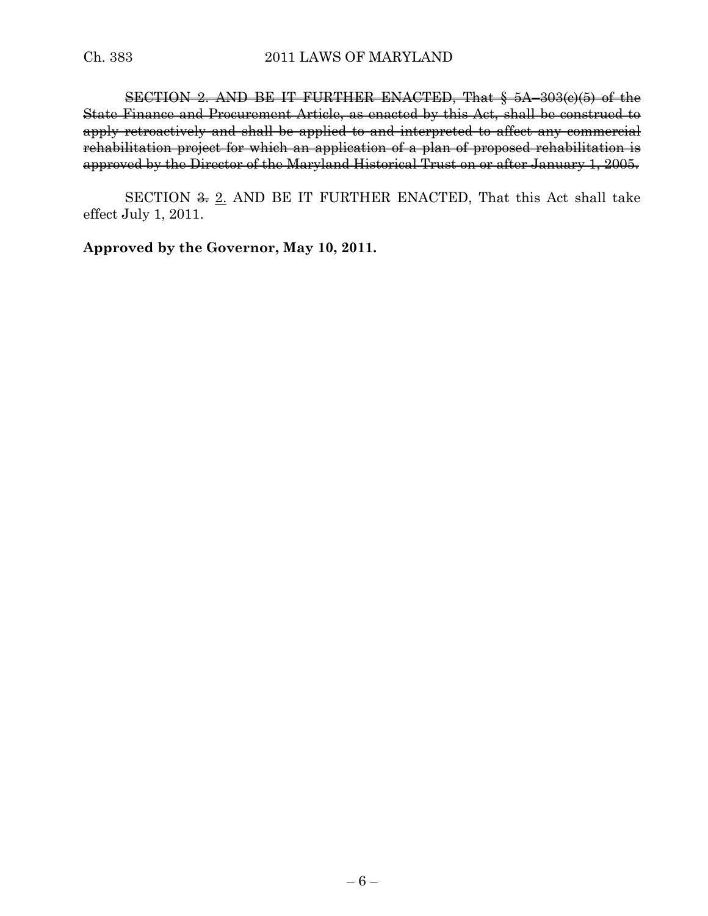~~SECTION 2. AND BE IT FURTHER ENACTED, That § 5A–303(c)(5) of the State Finance and Procurement Article, as enacted by this Act, shall be construed to apply retroactively and shall be applied to and interpreted to affect any commercial rehabilitation project for which an application of a plan of proposed rehabilitation is approved by the Director of the Maryland Historical Trust on or after January 1, 2005.~~

SECTION ~~3.~~ 2. AND BE IT FURTHER ENACTED, That this Act shall take effect July 1, 2011.

**Approved by the Governor, May 10, 2011.**